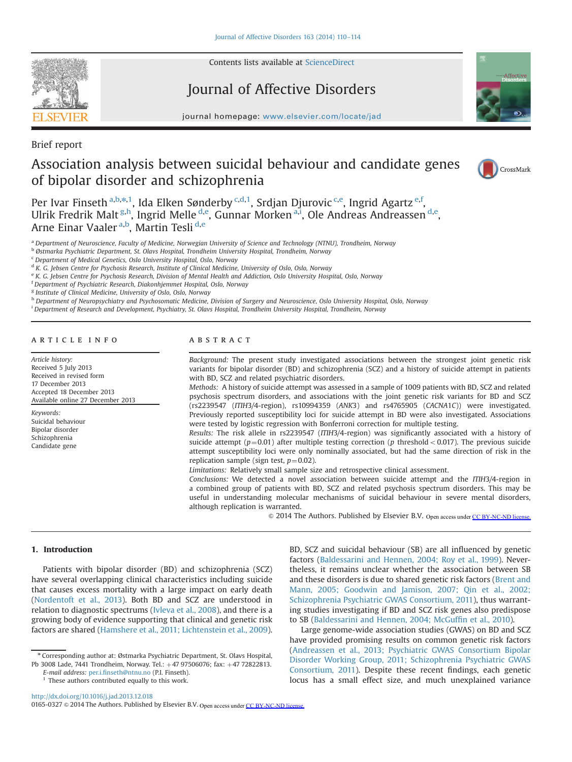Brief report

# Association analysis between suicidal behaviour and candidate genes of bipolar disorder and schizophrenia

Per Ivar Finseth [a,b,*,1], Ida Elken Sønderby [c,d,1], Srdjan Djurovic [c,e], Ingrid Agartz [e,f], Ulrik Fredrik Malt [g,h], Ingrid Melle [d,e], Gunnar Morken [a,i], Ole Andreas Andreassen [d,e], Arne Einar Vaaler [a,b], Martin Tesli [d,e]

[a] Department of Neuroscience, Faculty of Medicine, Norwegian University of Science and Technology (NTNU), Trondheim, Norway
[b] Østmarka Psychiatric Department, St. Olavs Hospital, Trondheim University Hospital, Trondheim, Norway
[c] Department of Medical Genetics, Oslo University Hospital, Oslo, Norway
[d] K. G. Jebsen Centre for Psychosis Research, Institute of Clinical Medicine, University of Oslo, Oslo, Norway
[e] K. G. Jebsen Centre for Psychosis Research, Division of Mental Health and Addiction, Oslo University Hospital, Oslo, Norway
[f] Department of Psychiatric Research, Diakonhjemmet Hospital, Oslo, Norway
[g] Institute of Clinical Medicine, University of Oslo, Oslo, Norway
[h] Department of Neuropsychiatry and Psychosomatic Medicine, Division of Surgery and Neuroscience, Oslo University Hospital, Oslo, Norway
[i] Department of Research and Development, Psychiatry, St. Olavs Hospital, Trondheim University Hospital, Trondheim, Norway

## ARTICLE INFO

*Article history:*
Received 5 July 2013
Received in revised form 17 December 2013
Accepted 18 December 2013
Available online 27 December 2013

*Keywords:*
Suicidal behaviour
Bipolar disorder
Schizophrenia
Candidate gene

## ABSTRACT

*Background:* The present study investigated associations between the strongest joint genetic risk variants for bipolar disorder (BD) and schizophrenia (SCZ) and a history of suicide attempt in patients with BD, SCZ and related psychiatric disorders.

*Methods:* A history of suicide attempt was assessed in a sample of 1009 patients with BD, SCZ and related psychosis spectrum disorders, and associations with the joint genetic risk variants for BD and SCZ (rs2239547 (*ITIH3*/4-region), rs10994359 (*ANK3*) and rs4765905 (*CACNA1C*)) were investigated. Previously reported susceptibility loci for suicide attempt in BD were also investigated. Associations were tested by logistic regression with Bonferroni correction for multiple testing.

*Results:* The risk allele in rs2239547 (*ITIH3*/4-region) was significantly associated with a history of suicide attempt ($p=0.01$) after multiple testing correction ($p$ threshold $<0.017$). The previous suicide attempt susceptibility loci were only nominally associated, but had the same direction of risk in the replication sample (sign test, $p=0.02$).

*Limitations:* Relatively small sample size and retrospective clinical assessment.

*Conclusions:* We detected a novel association between suicide attempt and the *ITIH3*/4-region in a combined group of patients with BD, SCZ and related psychosis spectrum disorders. This may be useful in understanding molecular mechanisms of suicidal behaviour in severe mental disorders, although replication is warranted.

© 2014 The Authors. Published by Elsevier B.V. Open access under CC BY-NC-ND license.

## 1. Introduction

Patients with bipolar disorder (BD) and schizophrenia (SCZ) have several overlapping clinical characteristics including suicide that causes excess mortality with a large impact on early death (Nordentoft et al., 2013). Both BD and SCZ are understood in relation to diagnostic spectrums (Ivleva et al., 2008), and there is a growing body of evidence supporting that clinical and genetic risk factors are shared (Hamshere et al., 2011; Lichtenstein et al., 2009). BD, SCZ and suicidal behaviour (SB) are all influenced by genetic factors (Baldessarini and Hennen, 2004; Roy et al., 1999). Nevertheless, it remains unclear whether the association between SB and these disorders is due to shared genetic risk factors (Brent and Mann, 2005; Goodwin and Jamison, 2007; Qin et al., 2002; Schizophrenia Psychiatric GWAS Consortium, 2011), thus warranting studies investigating if BD and SCZ risk genes also predispose to SB (Baldessarini and Hennen, 2004; McGuffin et al., 2010).

Large genome-wide association studies (GWAS) on BD and SCZ have provided promising results on common genetic risk factors (Andreassen et al., 2013; Psychiatric GWAS Consortium Bipolar Disorder Working Group, 2011; Schizophrenia Psychiatric GWAS Consortium, 2011). Despite these recent findings, each genetic locus has a small effect size, and much unexplained variance

\* Corresponding author at: Østmarka Psychiatric Department, St. Olavs Hospital, Pb 3008 Lade, 7441 Trondheim, Norway. Tel.: +47 97506076; fax: +47 72822813.
*E-mail address:* per.i.finseth@ntnu.no (P.I. Finseth).
[1] These authors contributed equally to this work.

http://dx.doi.org/10.1016/j.jad.2013.12.018
0165-0327 © 2014 The Authors. Published by Elsevier B.V. Open access under CC BY-NC-ND license.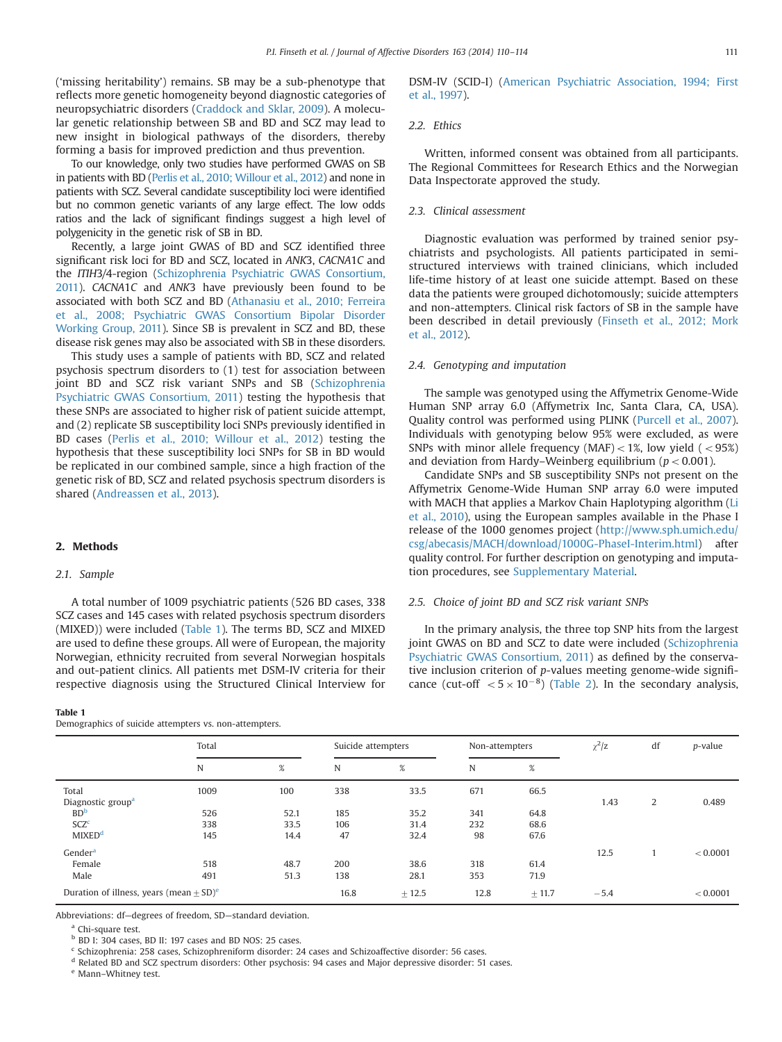('missing heritability') remains. SB may be a sub-phenotype that reflects more genetic homogeneity beyond diagnostic categories of neuropsychiatric disorders (Craddock and Sklar, 2009). A molecular genetic relationship between SB and BD and SCZ may lead to new insight in biological pathways of the disorders, thereby forming a basis for improved prediction and thus prevention.

To our knowledge, only two studies have performed GWAS on SB in patients with BD (Perlis et al., 2010; Willour et al., 2012) and none in patients with SCZ. Several candidate susceptibility loci were identified but no common genetic variants of any large effect. The low odds ratios and the lack of significant findings suggest a high level of polygenicity in the genetic risk of SB in BD.

Recently, a large joint GWAS of BD and SCZ identified three significant risk loci for BD and SCZ, located in *ANK3*, *CACNA1C* and the *ITIH3/4*-region (Schizophrenia Psychiatric GWAS Consortium, 2011). *CACNA1C* and *ANK3* have previously been found to be associated with both SCZ and BD (Athanasiu et al., 2010; Ferreira et al., 2008; Psychiatric GWAS Consortium Bipolar Disorder Working Group, 2011). Since SB is prevalent in SCZ and BD, these disease risk genes may also be associated with SB in these disorders.

This study uses a sample of patients with BD, SCZ and related psychosis spectrum disorders to (1) test for association between joint BD and SCZ risk variant SNPs and SB (Schizophrenia Psychiatric GWAS Consortium, 2011) testing the hypothesis that these SNPs are associated to higher risk of patient suicide attempt, and (2) replicate SB susceptibility loci SNPs previously identified in BD cases (Perlis et al., 2010; Willour et al., 2012) testing the hypothesis that these susceptibility loci SNPs for SB in BD would be replicated in our combined sample, since a high fraction of the genetic risk of BD, SCZ and related psychosis spectrum disorders is shared (Andreassen et al., 2013).

## 2. Methods

### 2.1. Sample

A total number of 1009 psychiatric patients (526 BD cases, 338 SCZ cases and 145 cases with related psychosis spectrum disorders (MIXED)) were included (Table 1). The terms BD, SCZ and MIXED are used to define these groups. All were of European, the majority Norwegian, ethnicity recruited from several Norwegian hospitals and out-patient clinics. All patients met DSM-IV criteria for their respective diagnosis using the Structured Clinical Interview for DSM-IV (SCID-I) (American Psychiatric Association, 1994; First et al., 1997).

### 2.2. Ethics

Written, informed consent was obtained from all participants. The Regional Committees for Research Ethics and the Norwegian Data Inspectorate approved the study.

### 2.3. Clinical assessment

Diagnostic evaluation was performed by trained senior psychiatrists and psychologists. All patients participated in semi-structured interviews with trained clinicians, which included life-time history of at least one suicide attempt. Based on these data the patients were grouped dichotomously; suicide attempters and non-attempters. Clinical risk factors of SB in the sample have been described in detail previously (Finseth et al., 2012; Mork et al., 2012).

### 2.4. Genotyping and imputation

The sample was genotyped using the Affymetrix Genome-Wide Human SNP array 6.0 (Affymetrix Inc, Santa Clara, CA, USA). Quality control was performed using PLINK (Purcell et al., 2007). Individuals with genotyping below 95% were excluded, as were SNPs with minor allele frequency (MAF) < 1%, low yield (< 95%) and deviation from Hardy–Weinberg equilibrium ($p < 0.001$).

Candidate SNPs and SB susceptibility SNPs not present on the Affymetrix Genome-Wide Human SNP array 6.0 were imputed with MACH that applies a Markov Chain Haplotyping algorithm (Li et al., 2010), using the European samples available in the Phase I release of the 1000 genomes project (http://www.sph.umich.edu/csg/abecasis/MACH/download/1000G-PhaseI-Interim.html) after quality control. For further description on genotyping and imputation procedures, see Supplementary Material.

### 2.5. Choice of joint BD and SCZ risk variant SNPs

In the primary analysis, the three top SNP hits from the largest joint GWAS on BD and SCZ to date were included (Schizophrenia Psychiatric GWAS Consortium, 2011) as defined by the conservative inclusion criterion of *p*-values meeting genome-wide significance (cut-off $< 5 \times 10^{-8}$) (Table 2). In the secondary analysis,

**Table 1**
Demographics of suicide attempters vs. non-attempters.

| | Total | | Suicide attempters | | Non-attempters | | $\chi^2$/z | df | *p*-value |
|---|---|---|---|---|---|---|---|---|---|
| | N | % | N | % | N | % | | | |
| Total | 1009 | 100 | 338 | 33.5 | 671 | 66.5 | | | |
| Diagnostic group[a] | | | | | | | 1.43 | 2 | 0.489 |
| BD[b] | 526 | 52.1 | 185 | 35.2 | 341 | 64.8 | | | |
| SCZ[c] | 338 | 33.5 | 106 | 31.4 | 232 | 68.6 | | | |
| MIXED[d] | 145 | 14.4 | 47 | 32.4 | 98 | 67.6 | | | |
| Gender[a] | | | | | | | 12.5 | 1 | < 0.0001 |
| Female | 518 | 48.7 | 200 | 38.6 | 318 | 61.4 | | | |
| Male | 491 | 51.3 | 138 | 28.1 | 353 | 71.9 | | | |
| Duration of illness, years (mean ± SD)[e] | | | 16.8 | ± 12.5 | 12.8 | ± 11.7 | −5.4 | | < 0.0001 |

Abbreviations: df—degrees of freedom, SD—standard deviation.

[a] Chi-square test.
[b] BD I: 304 cases, BD II: 197 cases and BD NOS: 25 cases.
[c] Schizophrenia: 258 cases, Schizophreniform disorder: 24 cases and Schizoaffective disorder: 56 cases.
[d] Related BD and SCZ spectrum disorders: Other psychosis: 94 cases and Major depressive disorder: 51 cases.
[e] Mann–Whitney test.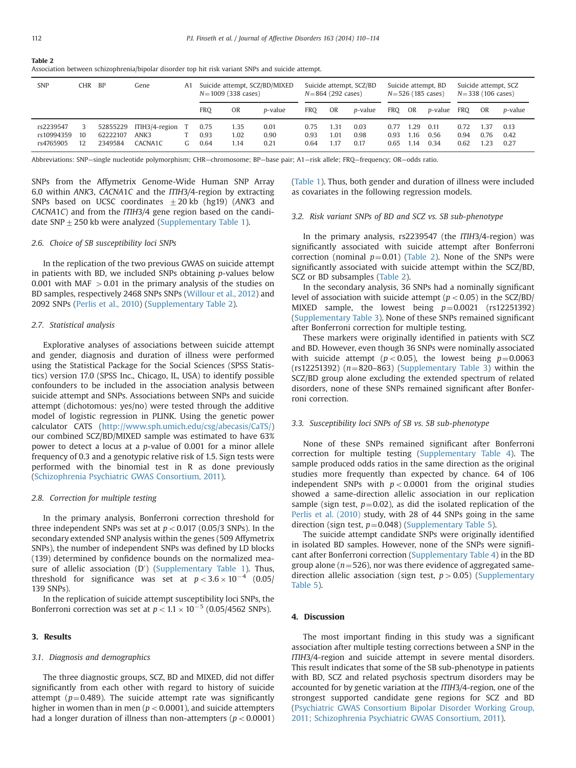**Table 2**
Association between schizophrenia/bipolar disorder top hit risk variant SNPs and suicide attempt.

| SNP | CHR | BP | Gene | A1 | Suicide attempt, SCZ/BD/MIXED $N=1009$ (338 cases) | | | Suicide attempt, SCZ/BD $N=864$ (292 cases) | | | Suicide attempt, BD $N=526$ (185 cases) | | | Suicide attempt, SCZ $N=338$ (106 cases) | | |
|---|---|---|---|---|---|---|---|---|---|---|---|---|---|---|---|---|
| | | | | | FRQ | OR | *p*-value | FRQ | OR | *p*-value | FRQ | OR | *p*-value | FRQ | OR | *p*-value |
| rs2239547 | 3 | 52855229 | ITIH3/4-region | T | 0.75 | 1.35 | 0.01 | 0.75 | 1.31 | 0.03 | 0.77 | 1.29 | 0.11 | 0.72 | 1.37 | 0.13 |
| rs10994359 | 10 | 62222107 | ANK3 | T | 0.93 | 1.02 | 0.90 | 0.93 | 1.01 | 0.98 | 0.93 | 1.16 | 0.56 | 0.94 | 0.76 | 0.42 |
| rs4765905 | 12 | 2349584 | CACNA1C | G | 0.64 | 1.14 | 0.21 | 0.64 | 1.17 | 0.17 | 0.65 | 1.14 | 0.34 | 0.62 | 1.23 | 0.27 |

Abbreviations: SNP—single nucleotide polymorphism; CHR—chromosome; BP—base pair; A1—risk allele; FRQ—frequency; OR—odds ratio.

SNPs from the Affymetrix Genome-Wide Human SNP Array 6.0 within *ANK3*, *CACNA1C* and the *ITIH3/4*-region by extracting SNPs based on UCSC coordinates $\pm 20$ kb (hg19) (*ANK3* and *CACNA1C*) and from the *ITIH3/4* gene region based on the candidate SNP $\pm 250$ kb were analyzed (Supplementary Table 1).

### 2.6. Choice of SB susceptibility loci SNPs

In the replication of the two previous GWAS on suicide attempt in patients with BD, we included SNPs obtaining *p*-values below 0.001 with MAF $>0.01$ in the primary analysis of the studies on BD samples, respectively 2468 SNPs SNPs (Willour et al., 2012) and 2092 SNPs (Perlis et al., 2010) (Supplementary Table 2).

### 2.7. Statistical analysis

Explorative analyses of associations between suicide attempt and gender, diagnosis and duration of illness were performed using the Statistical Package for the Social Sciences (SPSS Statistics) version 17.0 (SPSS Inc., Chicago, IL, USA) to identify possible confounders to be included in the association analysis between suicide attempt and SNPs. Associations between SNPs and suicide attempt (dichotomous: yes/no) were tested through the additive model of logistic regression in PLINK. Using the genetic power calculator CATS (http://www.sph.umich.edu/csg/abecasis/CaTS/) our combined SCZ/BD/MIXED sample was estimated to have 63% power to detect a locus at a *p*-value of 0.001 for a minor allele frequency of 0.3 and a genotypic relative risk of 1.5. Sign tests were performed with the binomial test in R as done previously (Schizophrenia Psychiatric GWAS Consortium, 2011).

### 2.8. Correction for multiple testing

In the primary analysis, Bonferroni correction threshold for three independent SNPs was set at $p<0.017$ (0.05/3 SNPs). In the secondary extended SNP analysis within the genes (509 Affymetrix SNPs), the number of independent SNPs was defined by LD blocks (139) determined by confidence bounds on the normalized measure of allelic association (D′) (Supplementary Table 1). Thus, threshold for significance was set at $p<3.6\times10^{-4}$ (0.05/139 SNPs).

In the replication of suicide attempt susceptibility loci SNPs, the Bonferroni correction was set at $p<1.1\times10^{-5}$ (0.05/4562 SNPs).

## 3. Results

### 3.1. Diagnosis and demographics

The three diagnostic groups, SCZ, BD and MIXED, did not differ significantly from each other with regard to history of suicide attempt ($p=0.489$). The suicide attempt rate was significantly higher in women than in men ($p<0.0001$), and suicide attempters had a longer duration of illness than non-attempters ($p<0.0001$) (Table 1). Thus, both gender and duration of illness were included as covariates in the following regression models.

### 3.2. Risk variant SNPs of BD and SCZ vs. SB sub-phenotype

In the primary analysis, rs2239547 (the *ITIH3/4*-region) was significantly associated with suicide attempt after Bonferroni correction (nominal $p=0.01$) (Table 2). None of the SNPs were significantly associated with suicide attempt within the SCZ/BD, SCZ or BD subsamples (Table 2).

In the secondary analysis, 36 SNPs had a nominally significant level of association with suicide attempt ($p<0.05$) in the SCZ/BD/MIXED sample, the lowest being $p=0.0021$ (rs12251392) (Supplementary Table 3). None of these SNPs remained significant after Bonferroni correction for multiple testing.

These markers were originally identified in patients with SCZ and BD. However, even though 36 SNPs were nominally associated with suicide attempt ($p<0.05$), the lowest being $p=0.0063$ (rs12251392) ($n=820$–863) (Supplementary Table 3) within the SCZ/BD group alone excluding the extended spectrum of related disorders, none of these SNPs remained significant after Bonferroni correction.

### 3.3. Susceptibility loci SNPs of SB vs. SB sub-phenotype

None of these SNPs remained significant after Bonferroni correction for multiple testing (Supplementary Table 4). The sample produced odds ratios in the same direction as the original studies more frequently than expected by chance. 64 of 106 independent SNPs with $p<0.0001$ from the original studies showed a same-direction allelic association in our replication sample (sign test, $p=0.02$), as did the isolated replication of the Perlis et al. (2010) study, with 28 of 44 SNPs going in the same direction (sign test, $p=0.048$) (Supplementary Table 5).

The suicide attempt candidate SNPs were originally identified in isolated BD samples. However, none of the SNPs were significant after Bonferroni correction (Supplementary Table 4) in the BD group alone ($n=526$), nor was there evidence of aggregated same-direction allelic association (sign test, $p>0.05$) (Supplementary Table 5).

## 4. Discussion

The most important finding in this study was a significant association after multiple testing corrections between a SNP in the *ITIH3/4*-region and suicide attempt in severe mental disorders. This result indicates that some of the SB sub-phenotype in patients with BD, SCZ and related psychosis spectrum disorders may be accounted for by genetic variation at the *ITIH3/4*-region, one of the strongest supported candidate gene regions for SCZ and BD (Psychiatric GWAS Consortium Bipolar Disorder Working Group, 2011; Schizophrenia Psychiatric GWAS Consortium, 2011).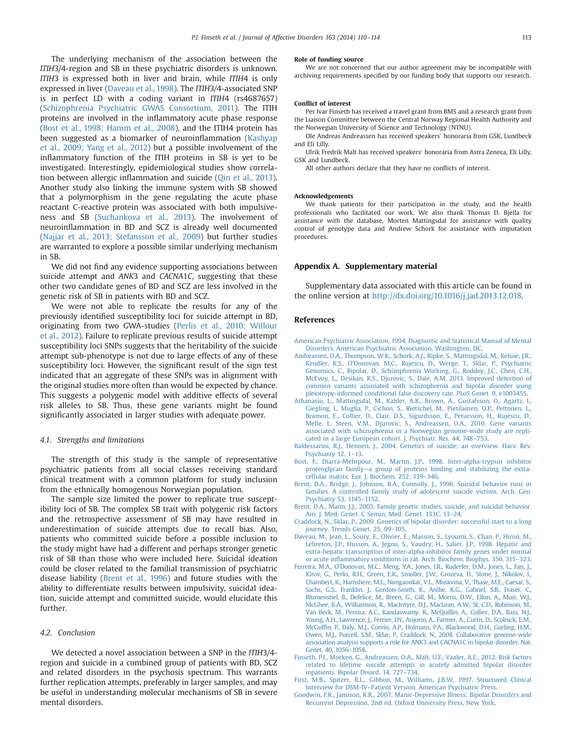The underlying mechanism of the association between the *ITIH*3/4-region and SB in these psychiatric disorders is unknown. *ITIH*3 is expressed both in liver and brain, while *ITIH*4 is only expressed in liver (Daveau et al., 1998). The *ITIH*3/4-associated SNP is in perfect LD with a coding variant in *ITIH*4 (rs4687657) (Schizophrenia Psychiatric GWAS Consortium, 2011). The ITIH proteins are involved in the inflammatory acute phase response (Bost et al., 1998; Hamm et al., 2008), and the ITIH4 protein has been suggested as a biomarker of neuroinflammation (Kashyap et al., 2009; Yang et al., 2012) but a possible involvement of the inflammatory function of the ITIH proteins in SB is yet to be investigated. Interestingly, epidemiological studies show correlation between allergic inflammation and suicide (Qin et al., 2013). Another study also linking the immune system with SB showed that a polymorphism in the gene regulating the acute phase reactant C-reactive protein was associated with both impulsiveness and SB (Suchankova et al., 2013). The involvement of neuroinflammation in BD and SCZ is already well documented (Najjar et al., 2013; Stefansson et al., 2009) but further studies are warranted to explore a possible similar underlying mechanism in SB.

We did not find any evidence supporting associations between suicide attempt and *ANK*3 and *CACNA*1*C*, suggesting that these other two candidate genes of BD and SCZ are less involved in the genetic risk of SB in patients with BD and SCZ.

We were not able to replicate the results for any of the previously identified susceptibility loci for suicide attempt in BD, originating from two GWA-studies (Perlis et al., 2010; Willour et al., 2012). Failure to replicate previous results of suicide attempt susceptibility loci SNPs suggests that the heritability of the suicide attempt sub-phenotype is not due to large effects of any of these susceptibility loci. However, the significant result of the sign test indicated that an aggregate of these SNPs was in alignment with the original studies more often than would be expected by chance. This suggests a polygenic model with additive effects of several risk alleles to SB. Thus, these gene variants might be found significantly associated in larger studies with adequate power.

### 4.1. Strengths and limitations

The strength of this study is the sample of representative psychiatric patients from all social classes receiving standard clinical treatment with a common platform for study inclusion from the ethnically homogenous Norwegian population.

The sample size limited the power to replicate true susceptibility loci of SB. The complex SB trait with polygenic risk factors and the retrospective assessment of SB may have resulted in underestimation of suicide attempts due to recall bias. Also, patients who committed suicide before a possible inclusion to the study might have had a different and perhaps stronger genetic risk of SB than those who were included here. Suicidal ideation could be closer related to the familial transmission of psychiatric disease liability (Brent et al., 1996) and future studies with the ability to differentiate results between impulsivity, suicidal ideation, suicide attempt and committed suicide, would elucidate this further.

### 4.2. Conclusion

We detected a novel association between a SNP in the *ITIH*3/4-region and suicide in a combined group of patients with BD, SCZ and related disorders in the psychosis spectrum. This warrants further replication attempts, preferably in larger samples, and may be useful in understanding molecular mechanisms of SB in severe mental disorders.

**Role of funding source**

We are not concerned that our author agreement may be incompatible with archiving requirements specified by our funding body that supports our research.

**Conflict of interest**

Per Ivar Finseth has received a travel grant from BMS and a research grant from the Liaison Committee between the Central Norway Regional Health Authority and the Norwegian University of Science and Technology (NTNU).

Ole Andreas Andreassen has received speakers' honoraria from GSK, Lundbeck and Eli Lilly.

Ulrik Fredrik Malt has received speakers' honoraria from Astra Zeneca, Eli Lilly, GSK and Lundbeck.

All other authors declare that they have no conflicts of interest.

**Acknowledgements**

We thank patients for their participation in the study, and the health professionals who facilitated our work. We also thank Thomas D. Bjella for assistance with the database, Morten Mattingsdal for assistance with quality control of genotype data and Andrew Schork for assistance with imputation procedures.

## Appendix A. Supplementary material

Supplementary data associated with this article can be found in the online version at http://dx.doi.org/10.1016/j.jad.2013.12.018.

## References

American Psychiatric Association, 1994. Diagnostic and Statistical Manual of Mental Disorders. American Psychiatric Association, Washington, DC.

Andreassen, O.A., Thompson, W.K., Schork, A.J., Ripke, S., Mattingsdal, M., Kelsoe, J.R., Kendler, K.S., O'Donovan, M.C., Rujescu, D., Werge, T., Sklar, P., Psychiatric Genomics, C., Bipolar, D., Schizophrenia Working, G., Roddey, J.C., Chen, C.H., McEvoy, L., Desikan, R.S., Djurovic, S., Dale, A.M, 2013. Improved detection of common variants associated with schizophrenia and bipolar disorder using pleiotropy-informed conditional false discovery rate. PLoS Genet. 9, e1003455.

Athanasiu, L., Mattingsdal, M., Kahler, A.K., Brown, A., Gustafsson, O., Agartz, I., Giegling, I., Muglia, P., Cichon, S., Rietschel, M., Pietilainen, O.P., Peltonen, L., Bramon, E., Collier, D., Clair, D.S., Sigurdsson, E., Petursson, H., Rujescu, D., Melle, I., Steen, V.M., Djurovic, S., Andreassen, O.A., 2010. Gene variants associated with schizophrenia in a Norwegian genome-wide study are replicated in a large European cohort. J. Psychiatr. Res. 44, 748–753.

Baldessarini, R.J., Hennen, J., 2004. Genetics of suicide: an overview. Harv. Rev. Psychiatry 12, 1–13.

Bost, F., Diarra-Mehrpour, M., Martin, J.P., 1998. Inter-alpha-trypsin inhibitor proteoglycan family—a group of proteins binding and stabilizing the extracellular matrix. Eur. J. Biochem. 252, 339–346.

Brent, D.A., Bridge, J., Johnson, B.A., Connolly, J., 1996. Suicidal behavior runs in families. A controlled family study of adolescent suicide victims. Arch. Gen. Psychiatry 53, 1145–1152.

Brent, D.A., Mann, J.J., 2005. Family genetic studies, suicide, and suicidal behavior. Am. J. Med. Genet. C Semin. Med. Genet. 133C, 13–24.

Craddock, N., Sklar, P., 2009. Genetics of bipolar disorder: successful start to a long journey. Trends Genet. 25, 99–105.

Daveau, M., Jean, L., Soury, E., Olivier, E., Masson, S., Lyoumi, S., Chan, P., Hiron, M., Lebreton, J.P., Husson, A., Jegou, S., Vaudry, H., Salier, J.P., 1998. Hepatic and extra-hepatic transcription of inter-alpha-inhibitor family genes under normal or acute inflammatory conditions in rat. Arch. Biochem. Biophys. 350, 315–323.

Ferreira, M.A., O'Donovan, M.C., Meng, Y.A., Jones, I.R., Ruderfer, D.M., Jones, L., Fan, J., Kirov, G., Perlis, R.H., Green, E.K., Smoller, J.W., Grozeva, D., Stone, J., Nikolov, I., Chambert, K., Hamshere, M.L., Nimgaonkar, V.L., Moskvina, V., Thase, M.E., Caesar, S., Sachs, G.S., Franklin, J., Gordon-Smith, K., Ardlie, K.G., Gabriel, S.B., Fraser, C., Blumenstiel, B., Defelice, M., Breen, G., Gill, M., Morris, D.W., Elkin, A., Muir, W.J., McGhee, K.A., Williamson, R., MacIntyre, D.J., MacLean, A.W., St, C.D., Robinson, M., Van Beck, M., Pereira, A.C., Kandaswamy, R., McQuillin, A., Collier, D.A., Bass, N.J., Young, A.H., Lawrence, J., Ferrier, I.N., Anjorin, A., Farmer, A., Curtis, D., Scolnick, E.M., McGuffin, P., Daly, M.J., Corvin, A.P., Holmans, P.A., Blackwood, D.H., Gurling, H.M., Owen, M.J., Purcell, S.M., Sklar, P., Craddock, N., 2008. Collaborative genome-wide association analysis supports a role for ANK3 and CACNA1C in bipolar disorder. Nat. Genet. 40, 1056–1058.

Finseth, P.I., Morken, G., Andreassen, O.A., Malt, U.F., Vaaler, A.E., 2012. Risk factors related to lifetime suicide attempts in acutely admitted bipolar disorder inpatients. Bipolar Disord. 14, 727–734.

First, M.B., Spitzer, R.L., Gibbon, M., Williams, J.B.W, 1997. Structured Clinical Interview for DSM-IV–Patient Version. American Psychiatric Press.

Goodwin, F.K., Jamison, K.R., 2007. Manic-Depressive Illness: Bipolar Disorders and Recurrent Depression, 2nd ed. Oxford University Press, New York.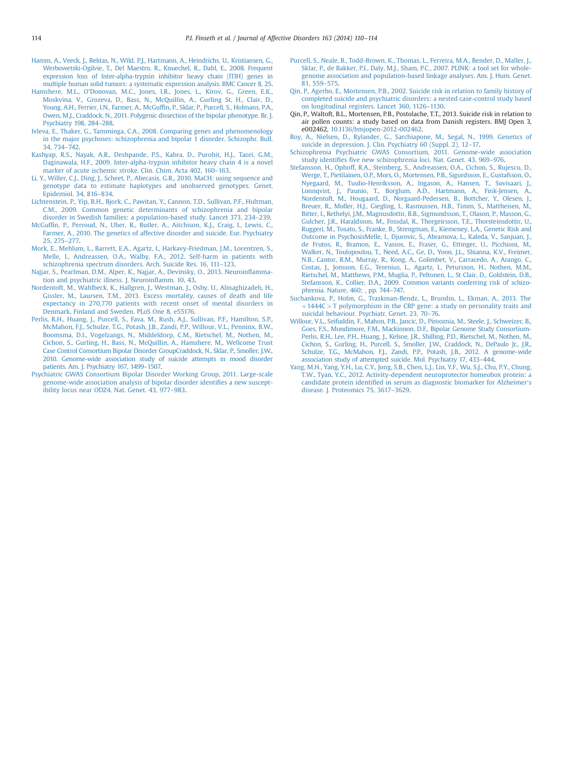Hamm, A., Veeck, J., Bektas, N., Wild, P.J., Hartmann, A., Heindrichs, U., Kristiansen, G., Werbowetski-Ogilvie, T., Del Maestro, R., Knuechel, R., Dahl, E., 2008. Frequent expression loss of Inter-alpha-trypsin inhibitor heavy chain (ITIH) genes in multiple human solid tumors: a systematic expression analysis. BMC Cancer 8, 25.

Hamshere, M.L., O'Donovan, M.C., Jones, I.R., Jones, L., Kirov, G., Green, E.K., Moskvina, V., Grozeva, D., Bass, N., McQuillin, A., Gurling St, H., Clair, D., Young, A.H., Ferrier, I.N., Farmer, A., McGuffin, P., Sklar, P., Purcell, S., Holmans, P.A., Owen, M.J., Craddock, N., 2011. Polygenic dissection of the bipolar phenotype. Br. J. Psychiatry 198, 284–288.

Ivleva, E., Thaker, G., Tamminga, C.A., 2008. Comparing genes and phenomenology in the major psychoses: schizophrenia and bipolar 1 disorder. Schizophr. Bull. 34, 734–742.

Kashyap, R.S., Nayak, A.R., Deshpande, P.S., Kabra, D., Purohit, H.J., Taori, G.M., Daginawala, H.F., 2009. Inter-alpha-trypsin inhibitor heavy chain 4 is a novel marker of acute ischemic stroke. Clin. Chim. Acta 402, 160–163.

Li, Y., Willer, C.J., Ding, J., Scheet, P., Abecasis, G.R., 2010. MaCH: using sequence and genotype data to estimate haplotypes and unobserved genotypes. Genet. Epidemiol. 34, 816–834.

Lichtenstein, P., Yip, B.H., Bjork, C., Pawitan, Y., Cannon, T.D., Sullivan, P.F., Hultman, C.M., 2009. Common genetic determinants of schizophrenia and bipolar disorder in Swedish families: a population-based study. Lancet 373, 234–239.

McGuffin, P., Perroud, N., Uher, R., Butler, A., Aitchison, K.J., Craig, I., Lewis, C., Farmer, A., 2010. The genetics of affective disorder and suicide. Eur. Psychiatry 25, 275–277.

Mork, E., Mehlum, L., Barrett, E.A., Agartz, I., Harkavy-Friedman, J.M., Lorentzen, S., Melle, I., Andreassen, O.A., Walby, F.A., 2012. Self-harm in patients with schizophrenia spectrum disorders. Arch. Suicide Res. 16, 111–123.

Najjar, S., Pearlman, D.M., Alper, K., Najjar, A., Devinsky, O., 2013. Neuroinflammation and psychiatric illness. J. Neuroinflamm. 10, 43.

Nordentoft, M., Wahlbeck, K., Hallgren, J., Westman, J., Osby, U., Alinaghizadeh, H., Gissler, M., Laursen, T.M., 2013. Excess mortality, causes of death and life expectancy in 270,770 patients with recent onset of mental disorders in Denmark, Finland and Sweden. PLoS One 8, e55176.

Perlis, R.H., Huang, J., Purcell, S., Fava, M., Rush, A.J., Sullivan, P.F., Hamilton, S.P., McMahon, F.J., Schulze, T.G., Potash, J.B., Zandi, P.P., Willour, V.L., Penninx, B.W., Boomsma, D.I., Vogelzangs, N., Middeldorp, C.M., Rietschel, M., Nothen, M., Cichon, S., Gurling, H., Bass, N., McQuillin, A., Hamshere, M., Wellcome Trust Case Control Consortium Bipolar Disorder GroupCraddock, N., Sklar, P., Smoller, J.W., 2010. Genome-wide association study of suicide attempts in mood disorder patients. Am. J. Psychiatry 167, 1499–1507.

Psychiatric GWAS Consortium Bipolar Disorder Working Group, 2011. Large-scale genome-wide association analysis of bipolar disorder identifies a new susceptibility locus near ODZ4. Nat. Genet. 43, 977–983.

Purcell, S., Neale, B., Todd-Brown, K., Thomas, L., Ferreira, M.A., Bender, D., Maller, J., Sklar, P., de Bakker, P.I., Daly, M.J., Sham, P.C., 2007. PLINK: a tool set for whole-genome association and population-based linkage analyses. Am. J. Hum. Genet. 81, 559–575.

Qin, P., Agerbo, E., Mortensen, P.B., 2002. Suicide risk in relation to family history of completed suicide and psychiatric disorders: a nested case-control study based on longitudinal registers. Lancet 360, 1126–1130.

Qin, P., Waltoft, B.L., Mortensen, P.B., Postolache, T.T., 2013. Suicide risk in relation to air pollen counts: a study based on data from Danish registers. BMJ Open 3, e002462, 10.1136/bmjopen-2012-002462.

Roy, A., Nielsen, D., Rylander, G., Sarchiapone, M., Segal, N., 1999. Genetics of suicide in depression. J. Clin. Psychiatry 60 (Suppl. 2), 12–17.

Schizophrenia Psychiatric GWAS Consortium, 2011. Genome-wide association study identifies five new schizophrenia loci. Nat. Genet. 43, 969–976.

Stefansson, H., Ophoff, R.A., Steinberg, S., Andreassen, O.A., Cichon, S., Rujescu, D., Werge, T., Pietilainen, O.P., Mors, O., Mortensen, P.B., Sigurdsson, E., Gustafsson, O., Nyegaard, M., Tuulio-Henriksson, A., Ingason, A., Hansen, T., Suvisaari, J., Lonnqvist, J., Paunio, T., Borglum, A.D., Hartmann, A., Fink-Jensen, A., Nordentoft, M., Hougaard, D., Norgaard-Pedersen, B., Bottcher, Y., Olesen, J., Breuer, R., Moller, H.J., Giegling, I., Rasmussen, H.B., Timm, S., Mattheisen, M., Bitter, I., Rethelyi, J.M., Magnusdottir, B.B., Sigmundsson, T., Olason, P., Masson, G., Gulcher, J.R., Haraldsson, M., Fossdal, R., Thorgeirsson, T.E., Thorsteinsdottir, U., Ruggeri, M., Tosato, S., Franke, B., Strengman, E., Kiemeney, L.A., Genetic Risk and Outcome in PsychosisMelle, I., Djurovic, S., Abramova, L., Kaleda, V., Sanjuan, J., de Frutos, R., Bramon, E., Vassos, E., Fraser, G., Ettinger, U., Picchioni, M., Walker, N., Toulopoulou, T., Need, A.C., Ge, D., Yoon, J.L., Shianna, K.V., Freimer, N.B., Cantor, R.M., Murray, R., Kong, A., Golimbet, V., Carracedo, A., Arango, C., Costas, J., Jonsson, E.G., Terenius, L., Agartz, I., Petursson, H., Nothen, M.M., Rietschel, M., Matthews, P.M., Muglia, P., Peltonen, L., St Clair, D., Goldstein, D.B., Stefansson, K., Collier, D.A., 2009. Common variants conferring risk of schizophrenia. Nature, 460; , pp. 744–747.

Suchankova, P., Holm, G., Traskman-Bendz, L., Brundin, L., Ekman, A., 2013. The +1444C>T polymorphism in the CRP gene: a study on personality traits and suicidal behaviour. Psychiatr. Genet. 23, 70–76.

Willour, V.L., Seifuddin, F., Mahon, P.B., Jancic, D., Pirooznia, M., Steele, J., Schweizer, B., Goes, F.S., Mondimore, F.M., Mackinnon, D.F., Bipolar Genome Study Consortium-Perlis, R.H., Lee, P.H., Huang, J., Kelsoe, J.R., Shilling, P.D., Rietschel, M., Nothen, M., Cichon, S., Gurling, H., Purcell, S., Smoller, J.W., Craddock, N., DePaulo Jr., J.R., Schulze, T.G., McMahon, F.J., Zandi, P.P., Potash, J.B., 2012. A genome-wide association study of attempted suicide. Mol. Psychiatry 17, 433–444.

Yang, M.H., Yang, Y.H., Lu, C.Y., Jong, S.B., Chen, L.J., Lin, Y.F., Wu, S.J., Chu, P.Y., Chung, T.W., Tyan, Y.C., 2012. Activity-dependent neuroprotector homeobox protein: a candidate protein identified in serum as diagnostic biomarker for Alzheimer's disease. J. Proteomics 75, 3617–3629.